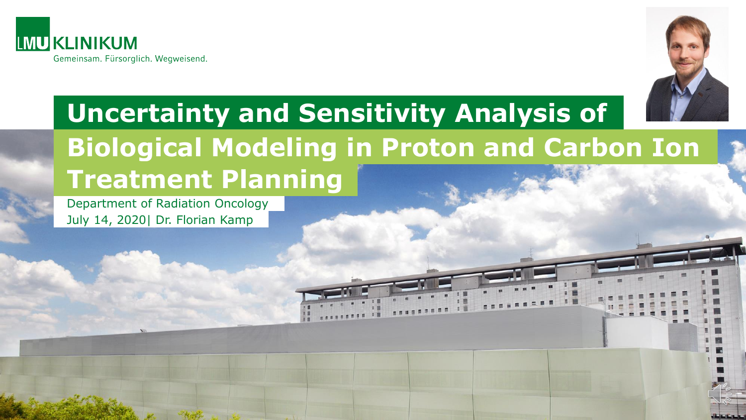LMU KLINIKUM

Gemeinsam. Fürsorglich. Wegweisend.

# Uncertainty and Sensitivity Analysis of Biological Modeling in Proton and Carbon Ion Treatment Planning

Department of Radiation Oncology

July 14, 2020| Dr. Florian Kamp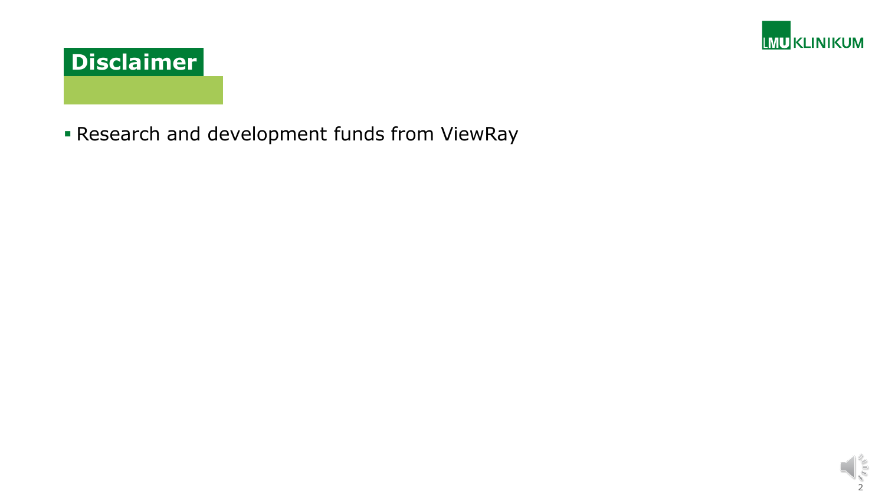# Disclaimer

- Research and development funds from ViewRay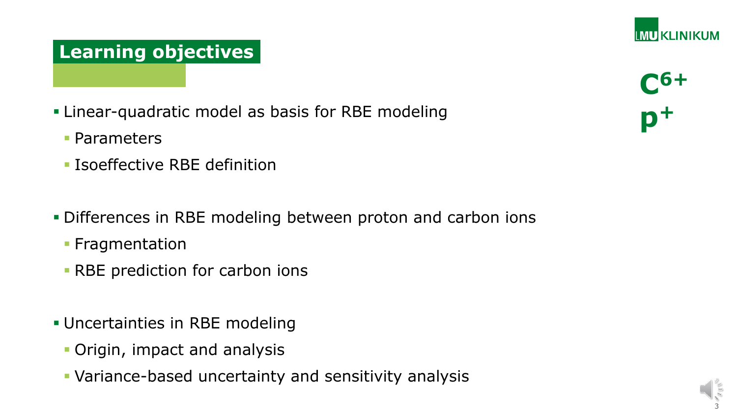## Learning objectives

$C^{6+}$

$p^{+}$

- Linear-quadratic model as basis for RBE modeling
  - Parameters
  - Isoeffective RBE definition
- Differences in RBE modeling between proton and carbon ions
  - Fragmentation
  - RBE prediction for carbon ions
- Uncertainties in RBE modeling
  - Origin, impact and analysis
  - Variance-based uncertainty and sensitivity analysis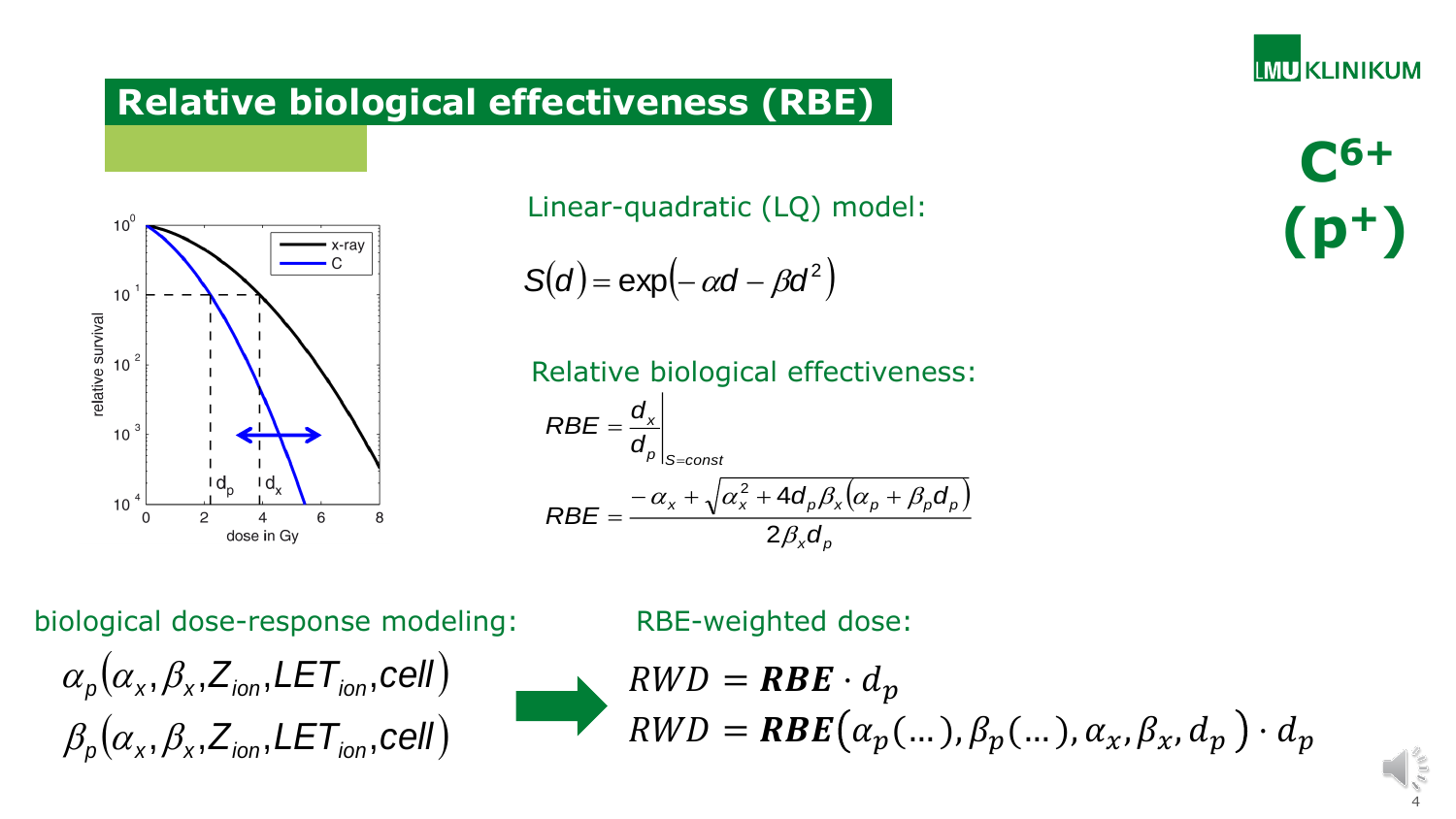# Relative biological effectiveness (RBE)

**$C^{6+}$ ($p^{+}$)**

Linear-quadratic (LQ) model:

$$S(d) = \exp\left(-\alpha d - \beta d^2\right)$$

Relative biological effectiveness:

$$RBE = \left.\frac{d_x}{d_p}\right|_{S=const}$$

$$RBE = \frac{-\alpha_x + \sqrt{\alpha_x^2 + 4 d_p \beta_x \left(\alpha_p + \beta_p d_p\right)}}{2 \beta_x d_p}$$

biological dose-response modeling:

$$\alpha_p\left(\alpha_x, \beta_x, Z_{ion}, LET_{ion}, cell\right)$$
$$\beta_p\left(\alpha_x, \beta_x, Z_{ion}, LET_{ion}, cell\right)$$

RBE-weighted dose:

$$RWD = \boldsymbol{RBE} \cdot d_p$$
$$RWD = \boldsymbol{RBE}\left(\alpha_p(\ldots), \beta_p(\ldots), \alpha_x, \beta_x, d_p\right) \cdot d_p$$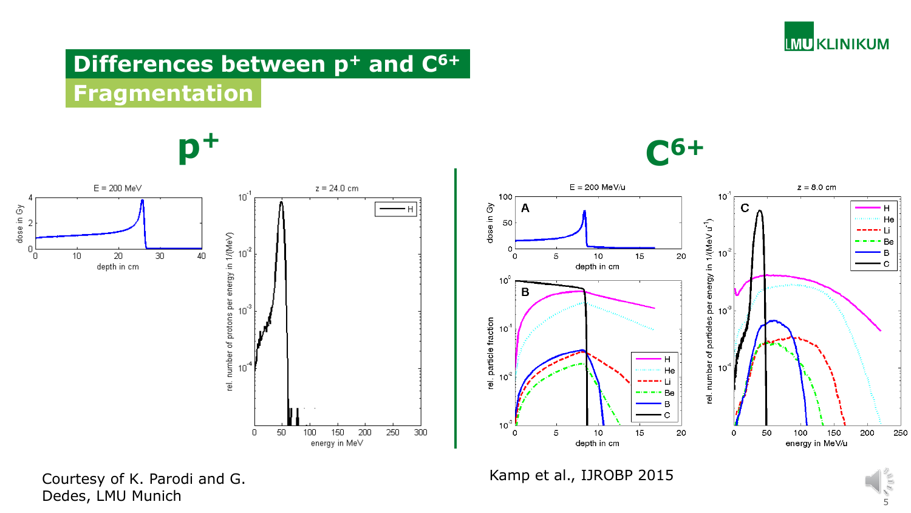# Differences between $p^+$ and $C^{6+}$

## Fragmentation

**$p^+$**

**$C^{6+}$**

Courtesy of K. Parodi and G. Dedes, LMU Munich

Kamp et al., IJROBP 2015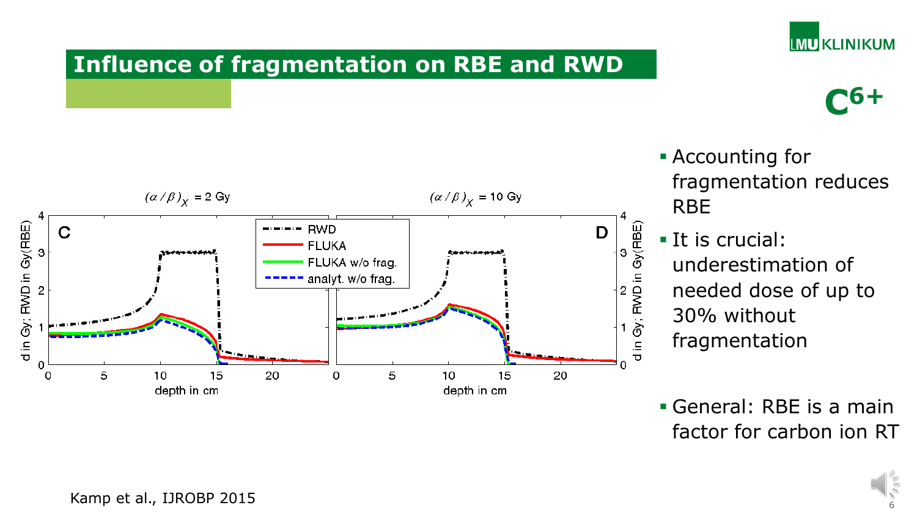# Influence of fragmentation on RBE and RWD

**$C^{6+}$**

- Accounting for fragmentation reduces RBE
- It is crucial: underestimation of needed dose of up to 30% without fragmentation
- General: RBE is a main factor for carbon ion RT

Kamp et al., IJROBP 2015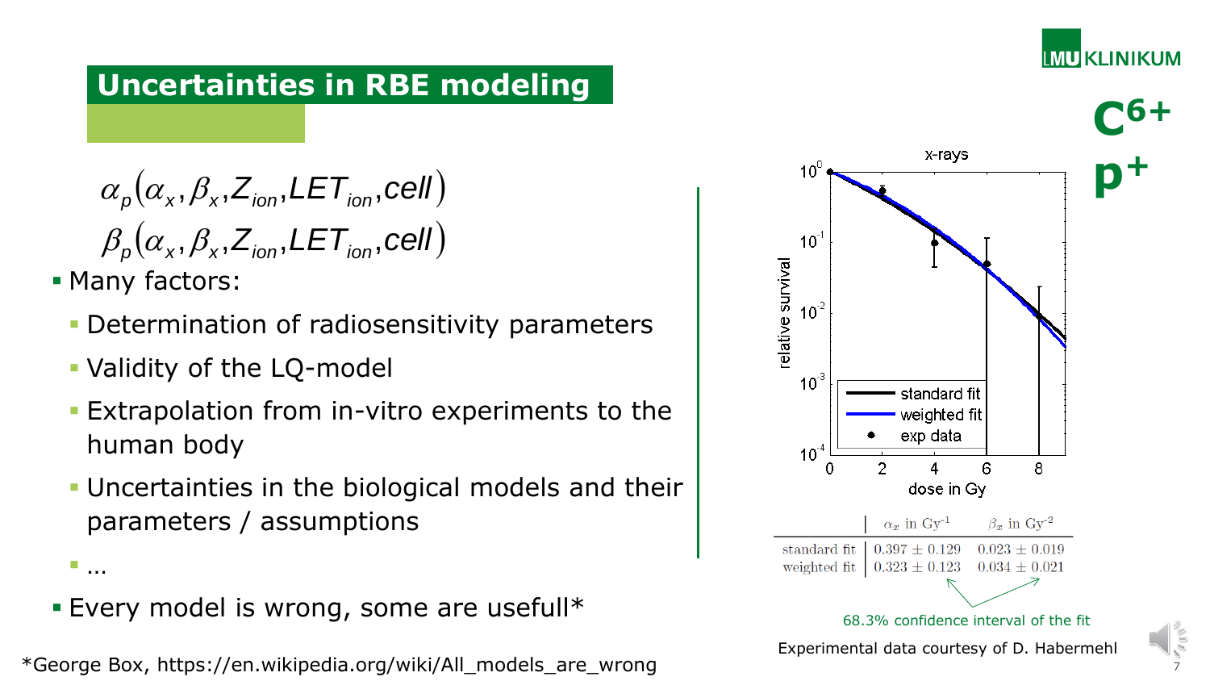# Uncertainties in RBE modeling

$$\alpha_p(\alpha_x, \beta_x, Z_{ion}, LET_{ion}, cell)$$
$$\beta_p(\alpha_x, \beta_x, Z_{ion}, LET_{ion}, cell)$$

- Many factors:
  - Determination of radiosensitivity parameters
  - Validity of the LQ-model
  - Extrapolation from in-vitro experiments to the human body
  - Uncertainties in the biological models and their parameters / assumptions
  - …
- Every model is wrong, some are usefull*

**$C^{6+}$**

**$p^{+}$**

x-rays

|  | $\alpha_x$ in Gy$^{-1}$ | $\beta_x$ in Gy$^{-2}$ |
|---|---|---|
| standard fit | $0.397 \pm 0.129$ | $0.023 \pm 0.019$ |
| weighted fit | $0.323 \pm 0.123$ | $0.034 \pm 0.021$ |

68.3% confidence interval of the fit

Experimental data courtesy of D. Habermehl

*George Box, https://en.wikipedia.org/wiki/All_models_are_wrong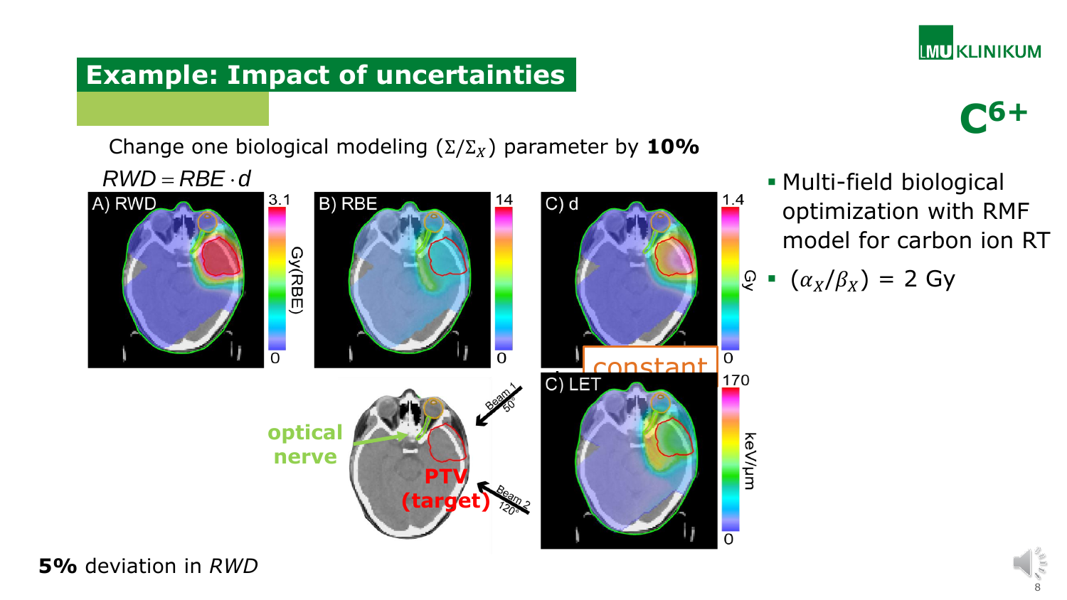# Example: Impact of uncertainties

$C^{6+}$

Change one biological modeling ($\Sigma/\Sigma_X$) parameter by **10%**

$$RWD = RBE \cdot d$$

A) RWD — 0 to 3.1 Gy(RBE)

B) RBE — 0 to 14

C) d — 0 to 1.4 Gy

constant

C) LET — 0 to 170 keV/µm

optical nerve

PTV (target)

Beam 1 50°

Beam 2 120°

- Multi-field biological optimization with RMF model for carbon ion RT
- $(\alpha_X/\beta_X)$ = 2 Gy

**5%** deviation in *RWD*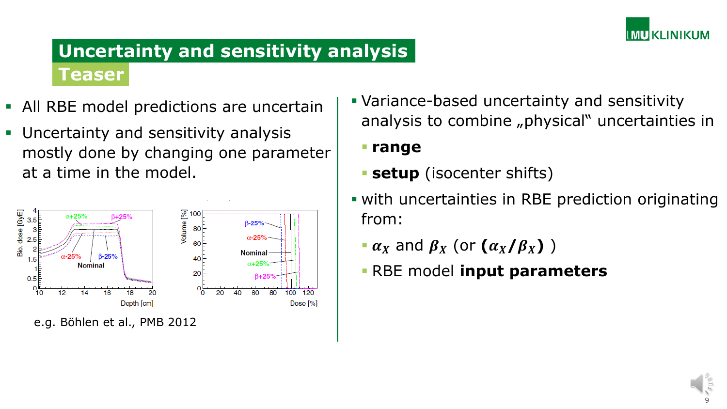# Uncertainty and sensitivity analysis

## Teaser

- All RBE model predictions are uncertain
- Uncertainty and sensitivity analysis mostly done by changing one parameter at a time in the model.

e.g. Böhlen et al., PMB 2012

- Variance-based uncertainty and sensitivity analysis to combine „physical" uncertainties in
  - **range**
  - **setup** (isocenter shifts)
- with uncertainties in RBE prediction originating from:
  - $\boldsymbol{\alpha_X}$ and $\boldsymbol{\beta_X}$ (or $\boldsymbol{(\alpha_X/\beta_X)}$ )
  - RBE model **input parameters**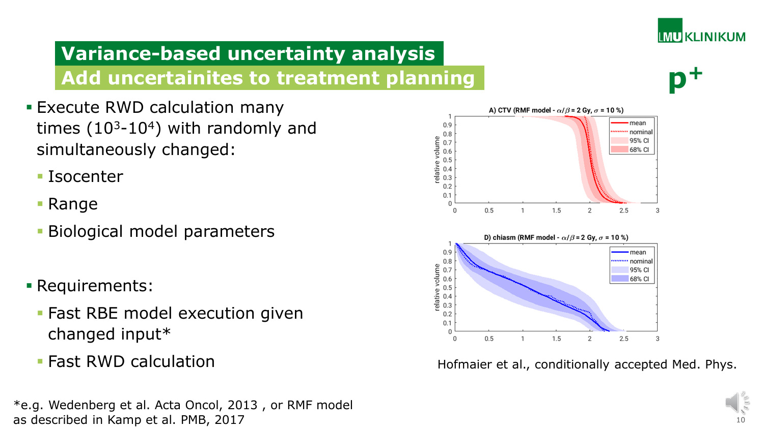# Variance-based uncertainty analysis

## Add uncertainites to treatment planning

- Execute RWD calculation many times ($10^3$-$10^4$) with randomly and simultaneously changed:
  - Isocenter
  - Range
  - Biological model parameters

- Requirements:
  - Fast RBE model execution given changed input*
  - Fast RWD calculation

Hofmaier et al., conditionally accepted Med. Phys.

*e.g. Wedenberg et al. Acta Oncol, 2013 , or RMF model as described in Kamp et al. PMB, 2017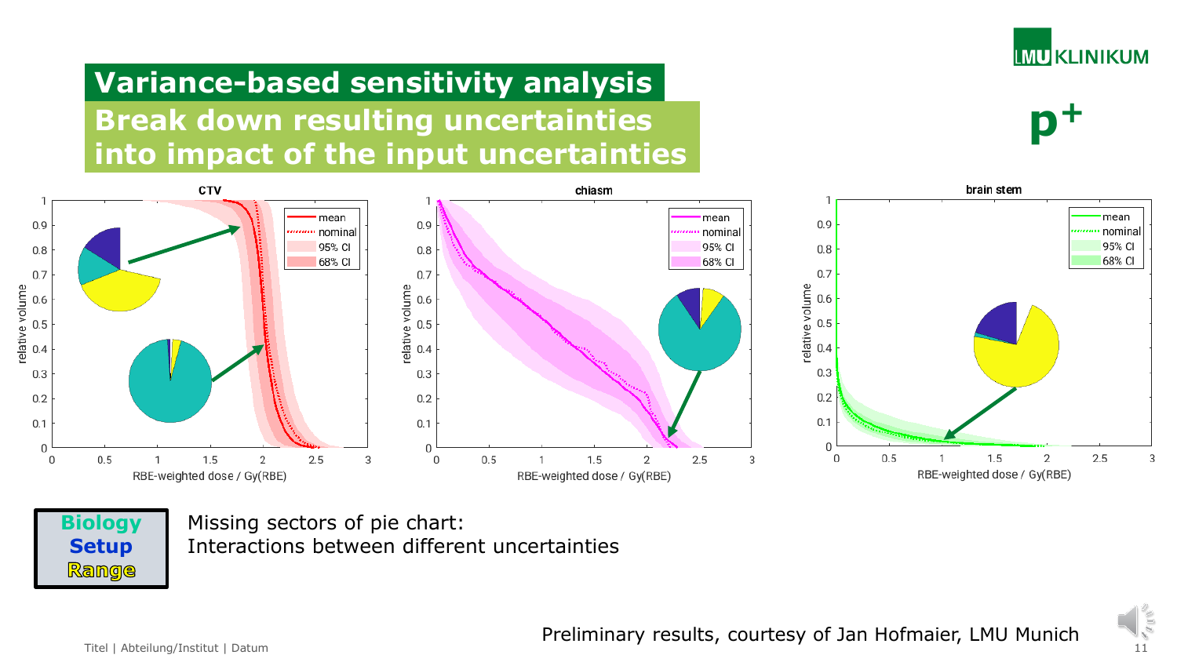# Variance-based sensitivity analysis

## Break down resulting uncertainties into impact of the input uncertainties

CTV

chiasm

brain stem

Legend: mean, nominal, 95% CI, 68% CI

relative volume

RBE-weighted dose / Gy(RBE)

**Biology**
**Setup**
**Range**

Missing sectors of pie chart:
Interactions between different uncertainties

Preliminary results, courtesy of Jan Hofmaier, LMU Munich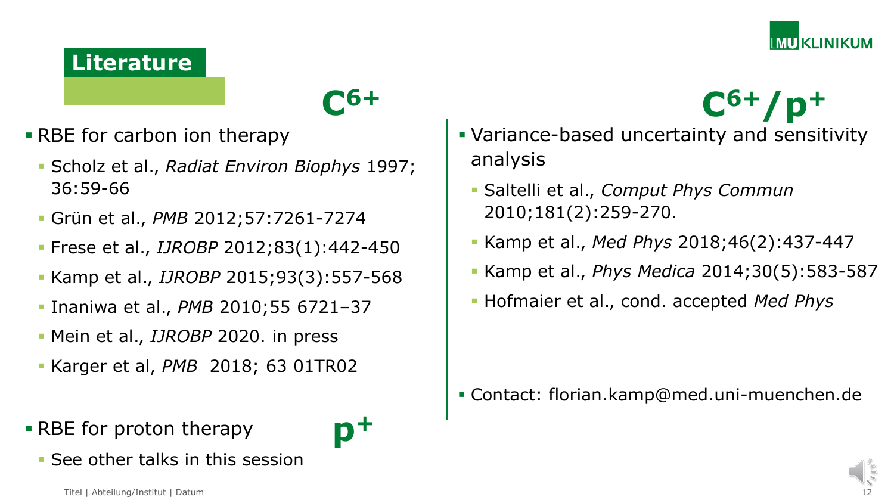## Literature

**$C^{6+}$**

- RBE for carbon ion therapy
  - Scholz et al., *Radiat Environ Biophys* 1997; 36:59-66
  - Grün et al., *PMB* 2012;57:7261-7274
  - Frese et al., *IJROBP* 2012;83(1):442-450
  - Kamp et al., *IJROBP* 2015;93(3):557-568
  - Inaniwa et al., *PMB* 2010;55 6721–37
  - Mein et al., *IJROBP* 2020. in press
  - Karger et al, *PMB* 2018; 63 01TR02

**$p^{+}$**

- RBE for proton therapy
  - See other talks in this session

**$C^{6+}/p^{+}$**

- Variance-based uncertainty and sensitivity analysis
  - Saltelli et al., *Comput Phys Commun* 2010;181(2):259-270.
  - Kamp et al., *Med Phys* 2018;46(2):437-447
  - Kamp et al., *Phys Medica* 2014;30(5):583-587
  - Hofmaier et al., cond. accepted *Med Phys*

- Contact: florian.kamp@med.uni-muenchen.de